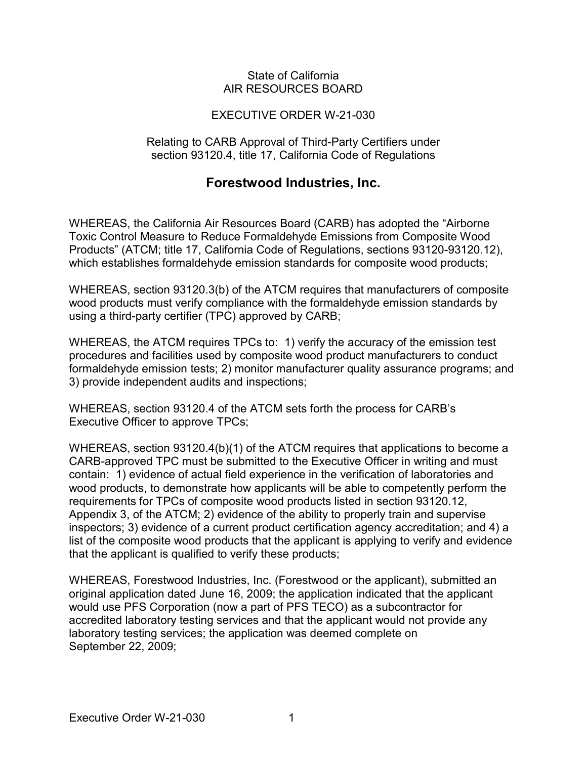State of California
AIR RESOURCES BOARD

EXECUTIVE ORDER W-21-030

Relating to CARB Approval of Third-Party Certifiers under section 93120.4, title 17, California Code of Regulations

# Forestwood Industries, Inc.

WHEREAS, the California Air Resources Board (CARB) has adopted the "Airborne Toxic Control Measure to Reduce Formaldehyde Emissions from Composite Wood Products" (ATCM; title 17, California Code of Regulations, sections 93120-93120.12), which establishes formaldehyde emission standards for composite wood products;

WHEREAS, section 93120.3(b) of the ATCM requires that manufacturers of composite wood products must verify compliance with the formaldehyde emission standards by using a third-party certifier (TPC) approved by CARB;

WHEREAS, the ATCM requires TPCs to: 1) verify the accuracy of the emission test procedures and facilities used by composite wood product manufacturers to conduct formaldehyde emission tests; 2) monitor manufacturer quality assurance programs; and 3) provide independent audits and inspections;

WHEREAS, section 93120.4 of the ATCM sets forth the process for CARB's Executive Officer to approve TPCs;

WHEREAS, section 93120.4(b)(1) of the ATCM requires that applications to become a CARB-approved TPC must be submitted to the Executive Officer in writing and must contain: 1) evidence of actual field experience in the verification of laboratories and wood products, to demonstrate how applicants will be able to competently perform the requirements for TPCs of composite wood products listed in section 93120.12, Appendix 3, of the ATCM; 2) evidence of the ability to properly train and supervise inspectors; 3) evidence of a current product certification agency accreditation; and 4) a list of the composite wood products that the applicant is applying to verify and evidence that the applicant is qualified to verify these products;

WHEREAS, Forestwood Industries, Inc. (Forestwood or the applicant), submitted an original application dated June 16, 2009; the application indicated that the applicant would use PFS Corporation (now a part of PFS TECO) as a subcontractor for accredited laboratory testing services and that the applicant would not provide any laboratory testing services; the application was deemed complete on September 22, 2009;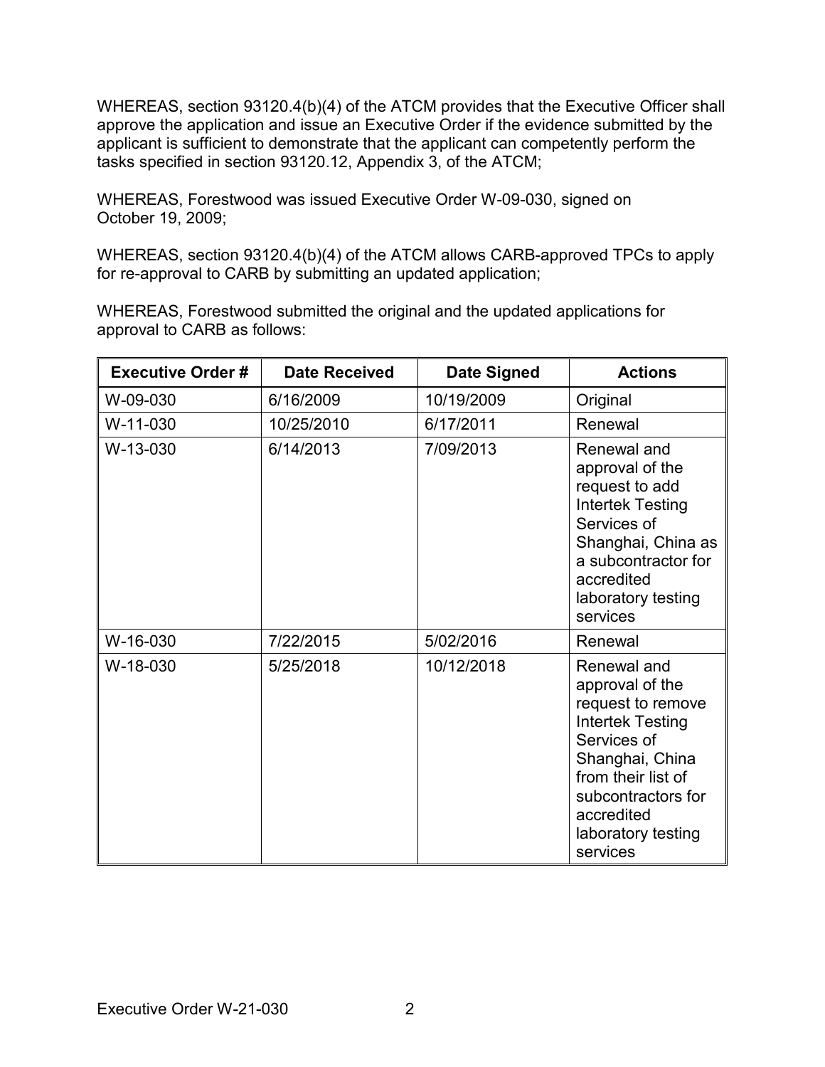WHEREAS, section 93120.4(b)(4) of the ATCM provides that the Executive Officer shall approve the application and issue an Executive Order if the evidence submitted by the applicant is sufficient to demonstrate that the applicant can competently perform the tasks specified in section 93120.12, Appendix 3, of the ATCM;

WHEREAS, Forestwood was issued Executive Order W-09-030, signed on October 19, 2009;

WHEREAS, section 93120.4(b)(4) of the ATCM allows CARB-approved TPCs to apply for re-approval to CARB by submitting an updated application;

WHEREAS, Forestwood submitted the original and the updated applications for approval to CARB as follows:

| Executive Order # | Date Received | Date Signed | Actions |
|---|---|---|---|
| W-09-030 | 6/16/2009 | 10/19/2009 | Original |
| W-11-030 | 10/25/2010 | 6/17/2011 | Renewal |
| W-13-030 | 6/14/2013 | 7/09/2013 | Renewal and approval of the request to add Intertek Testing Services of Shanghai, China as a subcontractor for accredited laboratory testing services |
| W-16-030 | 7/22/2015 | 5/02/2016 | Renewal |
| W-18-030 | 5/25/2018 | 10/12/2018 | Renewal and approval of the request to remove Intertek Testing Services of Shanghai, China from their list of subcontractors for accredited laboratory testing services |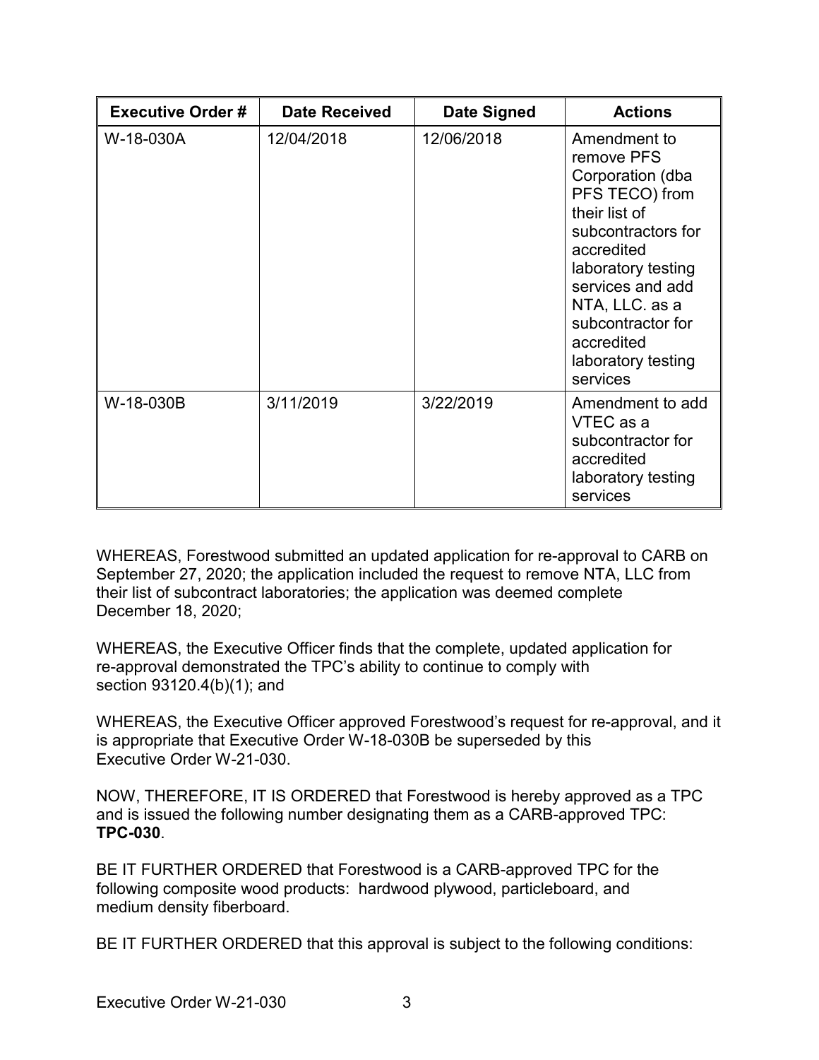| Executive Order # | Date Received | Date Signed | Actions |
| --- | --- | --- | --- |
| W-18-030A | 12/04/2018 | 12/06/2018 | Amendment to remove PFS Corporation (dba PFS TECO) from their list of subcontractors for accredited laboratory testing services and add NTA, LLC. as a subcontractor for accredited laboratory testing services |
| W-18-030B | 3/11/2019 | 3/22/2019 | Amendment to add VTEC as a subcontractor for accredited laboratory testing services |

WHEREAS, Forestwood submitted an updated application for re-approval to CARB on September 27, 2020; the application included the request to remove NTA, LLC from their list of subcontract laboratories; the application was deemed complete December 18, 2020;

WHEREAS, the Executive Officer finds that the complete, updated application for re-approval demonstrated the TPC's ability to continue to comply with section 93120.4(b)(1); and

WHEREAS, the Executive Officer approved Forestwood's request for re-approval, and it is appropriate that Executive Order W-18-030B be superseded by this Executive Order W-21-030.

NOW, THEREFORE, IT IS ORDERED that Forestwood is hereby approved as a TPC and is issued the following number designating them as a CARB-approved TPC: **TPC-030**.

BE IT FURTHER ORDERED that Forestwood is a CARB-approved TPC for the following composite wood products: hardwood plywood, particleboard, and medium density fiberboard.

BE IT FURTHER ORDERED that this approval is subject to the following conditions: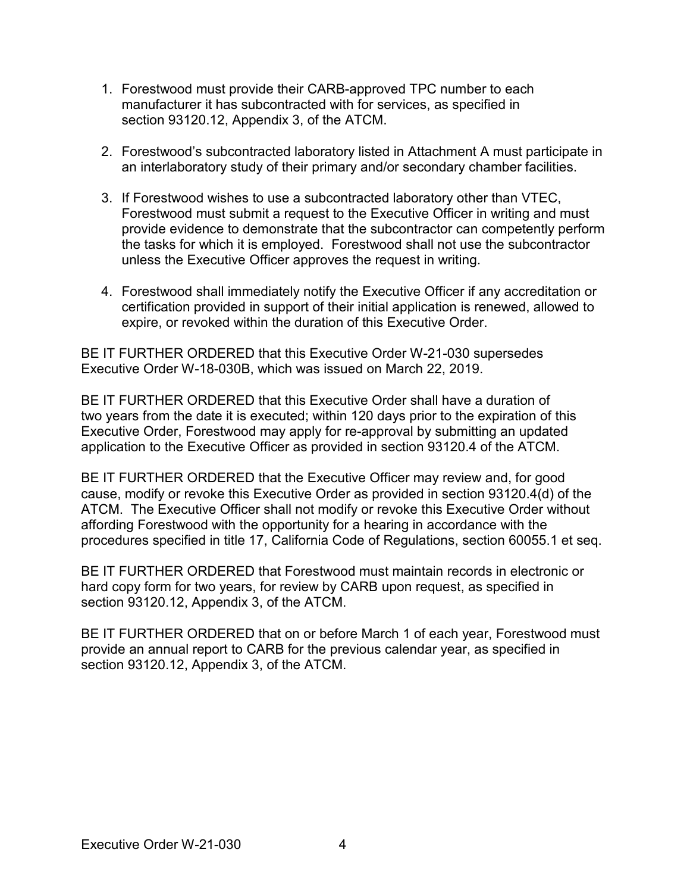1. Forestwood must provide their CARB-approved TPC number to each manufacturer it has subcontracted with for services, as specified in section 93120.12, Appendix 3, of the ATCM.

2. Forestwood's subcontracted laboratory listed in Attachment A must participate in an interlaboratory study of their primary and/or secondary chamber facilities.

3. If Forestwood wishes to use a subcontracted laboratory other than VTEC, Forestwood must submit a request to the Executive Officer in writing and must provide evidence to demonstrate that the subcontractor can competently perform the tasks for which it is employed. Forestwood shall not use the subcontractor unless the Executive Officer approves the request in writing.

4. Forestwood shall immediately notify the Executive Officer if any accreditation or certification provided in support of their initial application is renewed, allowed to expire, or revoked within the duration of this Executive Order.

BE IT FURTHER ORDERED that this Executive Order W-21-030 supersedes Executive Order W-18-030B, which was issued on March 22, 2019.

BE IT FURTHER ORDERED that this Executive Order shall have a duration of two years from the date it is executed; within 120 days prior to the expiration of this Executive Order, Forestwood may apply for re-approval by submitting an updated application to the Executive Officer as provided in section 93120.4 of the ATCM.

BE IT FURTHER ORDERED that the Executive Officer may review and, for good cause, modify or revoke this Executive Order as provided in section 93120.4(d) of the ATCM. The Executive Officer shall not modify or revoke this Executive Order without affording Forestwood with the opportunity for a hearing in accordance with the procedures specified in title 17, California Code of Regulations, section 60055.1 et seq.

BE IT FURTHER ORDERED that Forestwood must maintain records in electronic or hard copy form for two years, for review by CARB upon request, as specified in section 93120.12, Appendix 3, of the ATCM.

BE IT FURTHER ORDERED that on or before March 1 of each year, Forestwood must provide an annual report to CARB for the previous calendar year, as specified in section 93120.12, Appendix 3, of the ATCM.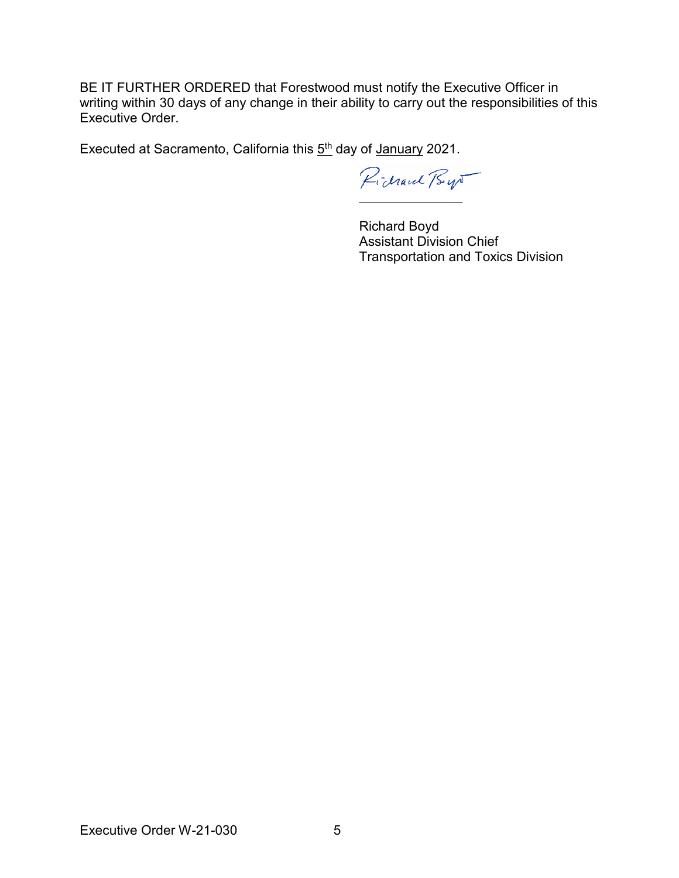BE IT FURTHER ORDERED that Forestwood must notify the Executive Officer in writing within 30 days of any change in their ability to carry out the responsibilities of this Executive Order.

Executed at Sacramento, California this 5th day of January 2021.

Richard Boyd
Assistant Division Chief
Transportation and Toxics Division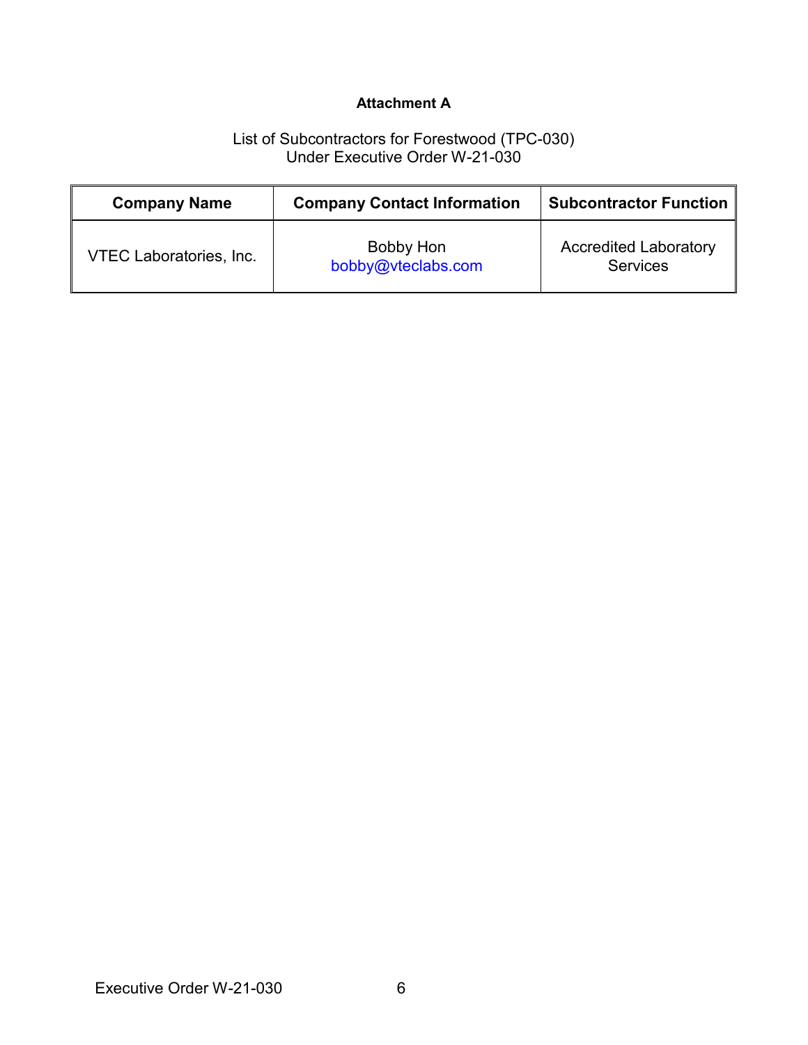**Attachment A**

List of Subcontractors for Forestwood (TPC-030)
Under Executive Order W-21-030

| Company Name | Company Contact Information | Subcontractor Function |
|---|---|---|
| VTEC Laboratories, Inc. | Bobby Hon<br>bobby@vteclabs.com | Accredited Laboratory Services |